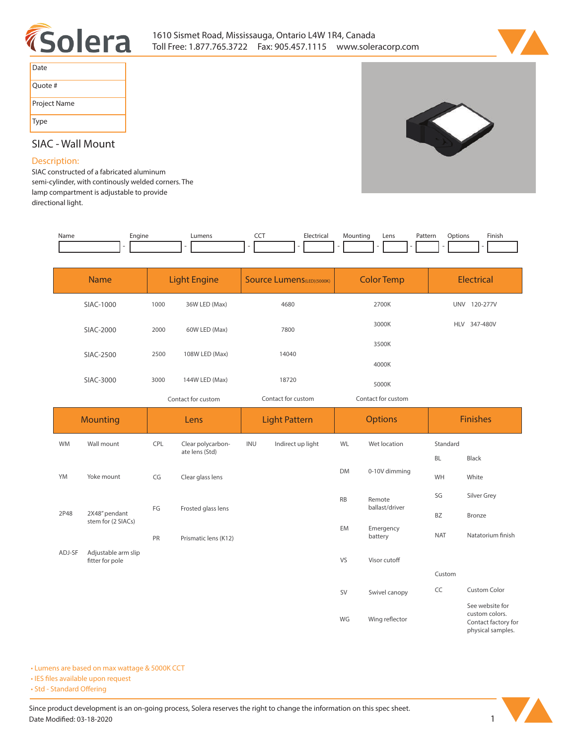1610 Sismet Road, Mississauga, Ontario L4W 1R4, Canada
Toll Free: 1.877.765.3722 Fax: 905.457.1115 www.soleracorp.com

| Date | |
|---|---|
| Quote # | |
| Project Name | |
| Type | |

## SIAC - Wall Mount

### Description:

SIAC constructed of a fabricated aluminum semi-cylinder, with continously welded corners. The lamp compartment is adjustable to provide directional light.

| Name | Engine | Lumens | CCT | Electrical | Mounting | Lens | Pattern | Options | Finish |
|---|---|---|---|---|---|---|---|---|---|
| | | | | | | | | | |

| Name | Light Engine | | Source Lumens(LED)(5000K) | Color Temp | Electrical |
|---|---|---|---|---|---|
| SIAC-1000 | 1000 | 36W LED (Max) | 4680 | 2700K | UNV 120-277V |
| SIAC-2000 | 2000 | 60W LED (Max) | 7800 | 3000K | HLV 347-480V |
| SIAC-2500 | 2500 | 108W LED (Max) | 14040 | 3500K | |
| SIAC-3000 | 3000 | 144W LED (Max) | 18720 | 4000K | |
| | | | | 5000K | |
| | Contact for custom | | Contact for custom | Contact for custom | |

| Mounting | | Lens | | Light Pattern | | Options | | Finishes | |
|---|---|---|---|---|---|---|---|---|---|
| WM | Wall mount | CPL | Clear polycarbonate lens (Std) | INU | Indirect up light | WL | Wet location | Standard | |
| | | | | | | | | BL | Black |
| YM | Yoke mount | CG | Clear glass lens | | | DM | 0-10V dimming | WH | White |
| | | | | | | RB | Remote ballast/driver | SG | Silver Grey |
| 2P48 | 2X48" pendant stem for (2 SIACs) | FG | Frosted glass lens | | | | | BZ | Bronze |
| | | | | | | EM | Emergency battery | NAT | Natatorium finish |
| | | PR | Prismatic lens (K12) | | | | | | |
| ADJ-SF | Adjustable arm slip fitter for pole | | | | | VS | Visor cutoff | | |
| | | | | | | | | Custom | |
| | | | | | | SV | Swivel canopy | CC | Custom Color |
| | | | | | | WG | Wing reflector | | See website for custom colors. Contact factory for physical samples. |

- Lumens are based on max wattage & 5000K CCT
- IES files available upon request
- Std - Standard Offering

Since product development is an on-going process, Solera reserves the right to change the information on this spec sheet.
Date Modified: 03-18-2020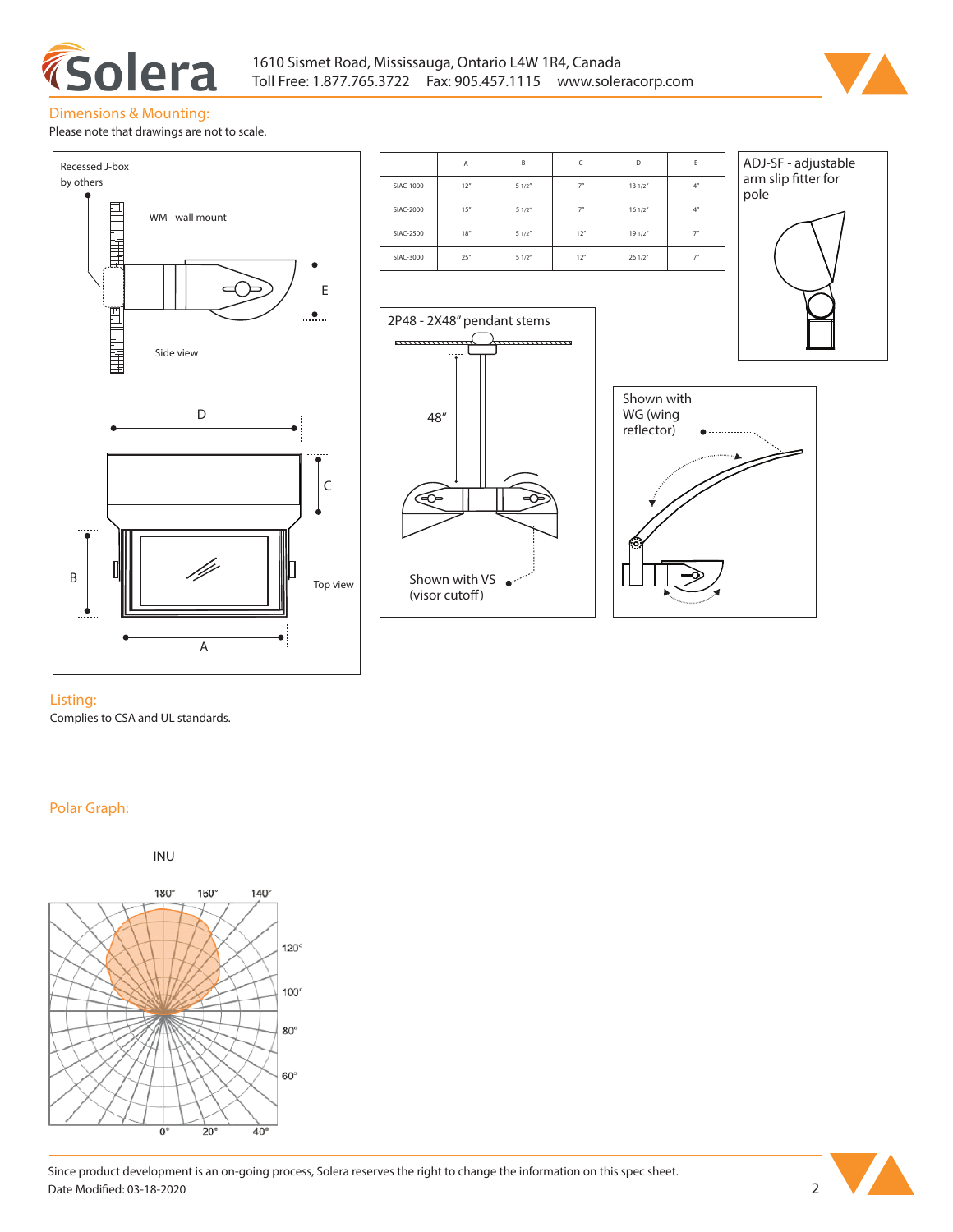## Dimensions & Mounting:

Please note that drawings are not to scale.

Recessed J-box by others

WM - wall mount

E

Side view

D

C

B

Top view

A

| | A | B | C | D | E |
|---|---|---|---|---|---|
| SIAC-1000 | 12" | 5 1/2" | 7" | 13 1/2" | 4" |
| SIAC-2000 | 15" | 5 1/2" | 7" | 16 1/2" | 4" |
| SIAC-2500 | 18" | 5 1/2" | 12" | 19 1/2" | 7" |
| SIAC-3000 | 25" | 5 1/2" | 12" | 26 1/2" | 7" |

ADJ-SF - adjustable arm slip fitter for pole

2P48 - 2X48" pendant stems

48"

Shown with VS (visor cutoff)

Shown with WG (wing reflector)

## Listing:

Complies to CSA and UL standards.

## Polar Graph:

INU

180°
160°
140°
120°
100°
80°
60°
0°
20°
40°

Since product development is an on-going process, Solera reserves the right to change the information on this spec sheet.
Date Modified: 03-18-2020